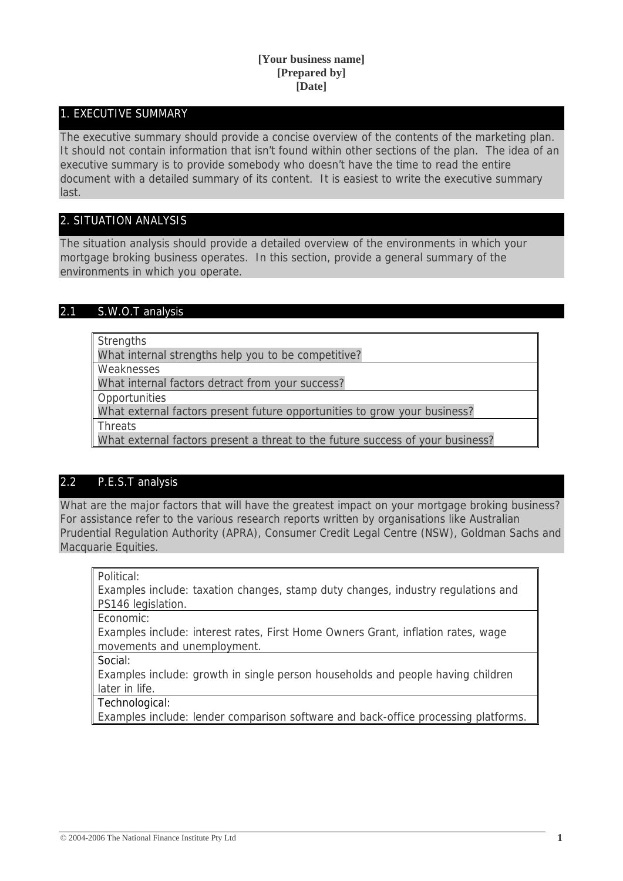**[Your business name]**
**[Prepared by]**
**[Date]**

## 1. EXECUTIVE SUMMARY

The executive summary should provide a concise overview of the contents of the marketing plan. It should not contain information that isn't found within other sections of the plan. The idea of an executive summary is to provide somebody who doesn't have the time to read the entire document with a detailed summary of its content. It is easiest to write the executive summary last.

## 2. SITUATION ANALYSIS

The situation analysis should provide a detailed overview of the environments in which your mortgage broking business operates. In this section, provide a general summary of the environments in which you operate.

### 2.1 S.W.O.T analysis

| Strengths<br>What internal strengths help you to be competitive? |
|---|
| Weaknesses<br>What internal factors detract from your success? |
| Opportunities<br>What external factors present future opportunities to grow your business? |
| Threats<br>What external factors present a threat to the future success of your business? |

### 2.2 P.E.S.T analysis

What are the major factors that will have the greatest impact on your mortgage broking business? For assistance refer to the various research reports written by organisations like Australian Prudential Regulation Authority (APRA), Consumer Credit Legal Centre (NSW), Goldman Sachs and Macquarie Equities.

| Political:<br>Examples include: taxation changes, stamp duty changes, industry regulations and PS146 legislation. |
|---|
| Economic:<br>Examples include: interest rates, First Home Owners Grant, inflation rates, wage movements and unemployment. |
| Social:<br>Examples include: growth in single person households and people having children later in life. |
| Technological:<br>Examples include: lender comparison software and back-office processing platforms. |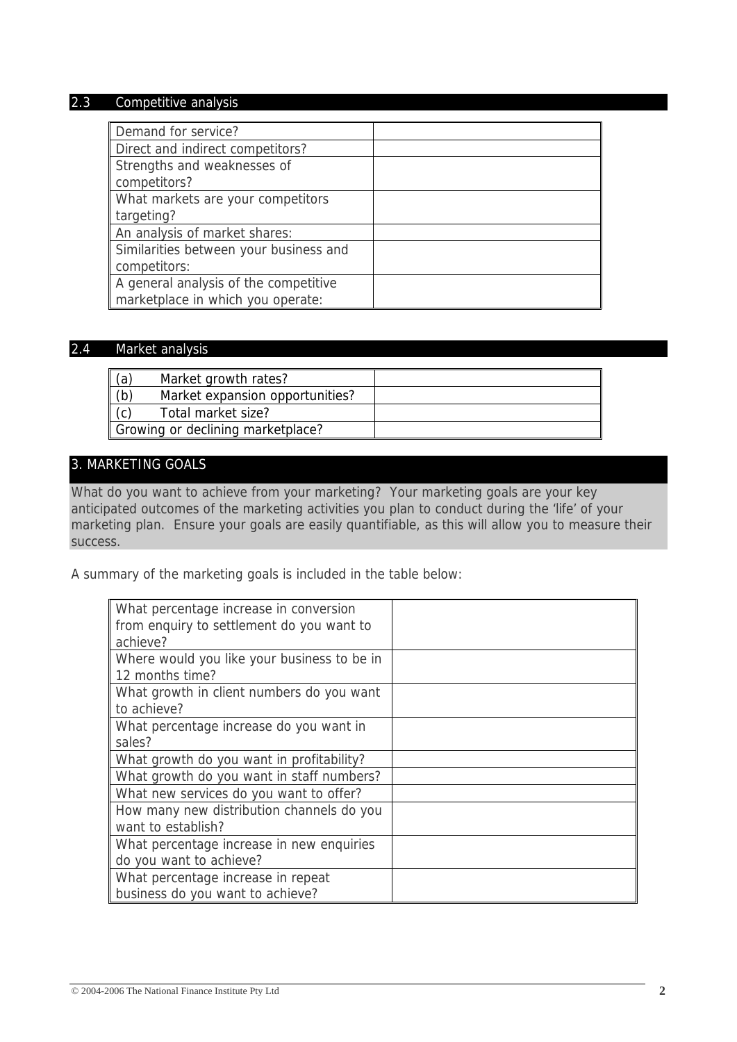## 2.3 Competitive analysis

| | |
|---|---|
| Demand for service? | |
| Direct and indirect competitors? | |
| Strengths and weaknesses of competitors? | |
| What markets are your competitors targeting? | |
| An analysis of market shares: | |
| Similarities between your business and competitors: | |
| A general analysis of the competitive marketplace in which you operate: | |

## 2.4 Market analysis

| | |
|---|---|
| (a) Market growth rates? | |
| (b) Market expansion opportunities? | |
| (c) Total market size? | |
| Growing or declining marketplace? | |

# 3. MARKETING GOALS

What do you want to achieve from your marketing? Your marketing goals are your key anticipated outcomes of the marketing activities you plan to conduct during the 'life' of your marketing plan. Ensure your goals are easily quantifiable, as this will allow you to measure their success.

A summary of the marketing goals is included in the table below:

| | |
|---|---|
| What percentage increase in conversion from enquiry to settlement do you want to achieve? | |
| Where would you like your business to be in 12 months time? | |
| What growth in client numbers do you want to achieve? | |
| What percentage increase do you want in sales? | |
| What growth do you want in profitability? | |
| What growth do you want in staff numbers? | |
| What new services do you want to offer? | |
| How many new distribution channels do you want to establish? | |
| What percentage increase in new enquiries do you want to achieve? | |
| What percentage increase in repeat business do you want to achieve? | |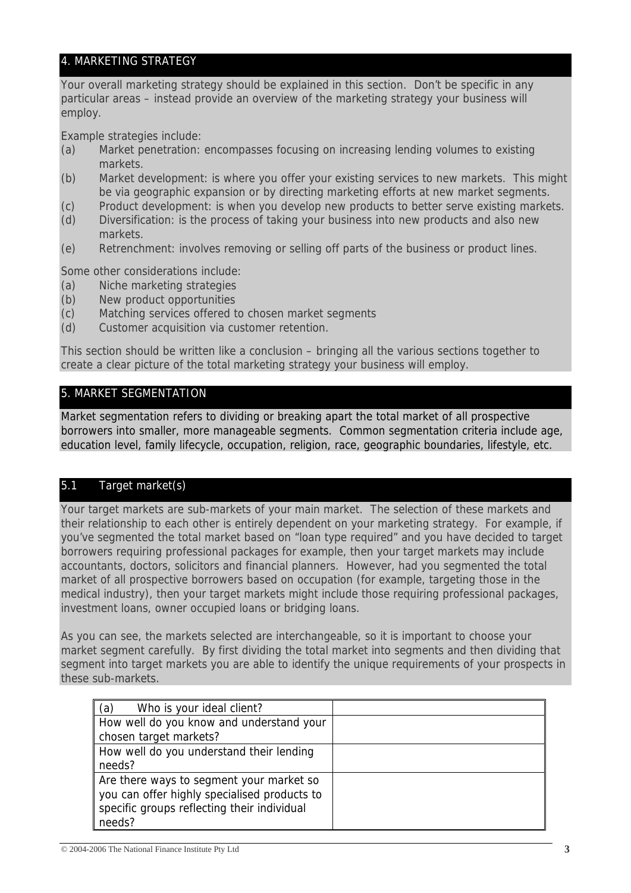## 4. MARKETING STRATEGY

Your overall marketing strategy should be explained in this section. Don't be specific in any particular areas – instead provide an overview of the marketing strategy your business will employ.

Example strategies include:

(a) Market penetration: encompasses focusing on increasing lending volumes to existing markets.
(b) Market development: is where you offer your existing services to new markets. This might be via geographic expansion or by directing marketing efforts at new market segments.
(c) Product development: is when you develop new products to better serve existing markets.
(d) Diversification: is the process of taking your business into new products and also new markets.
(e) Retrenchment: involves removing or selling off parts of the business or product lines.

Some other considerations include:

(a) Niche marketing strategies
(b) New product opportunities
(c) Matching services offered to chosen market segments
(d) Customer acquisition via customer retention.

This section should be written like a conclusion – bringing all the various sections together to create a clear picture of the total marketing strategy your business will employ.

## 5. MARKET SEGMENTATION

Market segmentation refers to dividing or breaking apart the total market of all prospective borrowers into smaller, more manageable segments. Common segmentation criteria include age, education level, family lifecycle, occupation, religion, race, geographic boundaries, lifestyle, etc.

### 5.1 Target market(s)

Your target markets are sub-markets of your main market. The selection of these markets and their relationship to each other is entirely dependent on your marketing strategy. For example, if you've segmented the total market based on "loan type required" and you have decided to target borrowers requiring professional packages for example, then your target markets may include accountants, doctors, solicitors and financial planners. However, had you segmented the total market of all prospective borrowers based on occupation (for example, targeting those in the medical industry), then your target markets might include those requiring professional packages, investment loans, owner occupied loans or bridging loans.

As you can see, the markets selected are interchangeable, so it is important to choose your market segment carefully. By first dividing the total market into segments and then dividing that segment into target markets you are able to identify the unique requirements of your prospects in these sub-markets.

| (a) Who is your ideal client? | |
|---|---|
| How well do you know and understand your chosen target markets? | |
| How well do you understand their lending needs? | |
| Are there ways to segment your market so you can offer highly specialised products to specific groups reflecting their individual needs? | |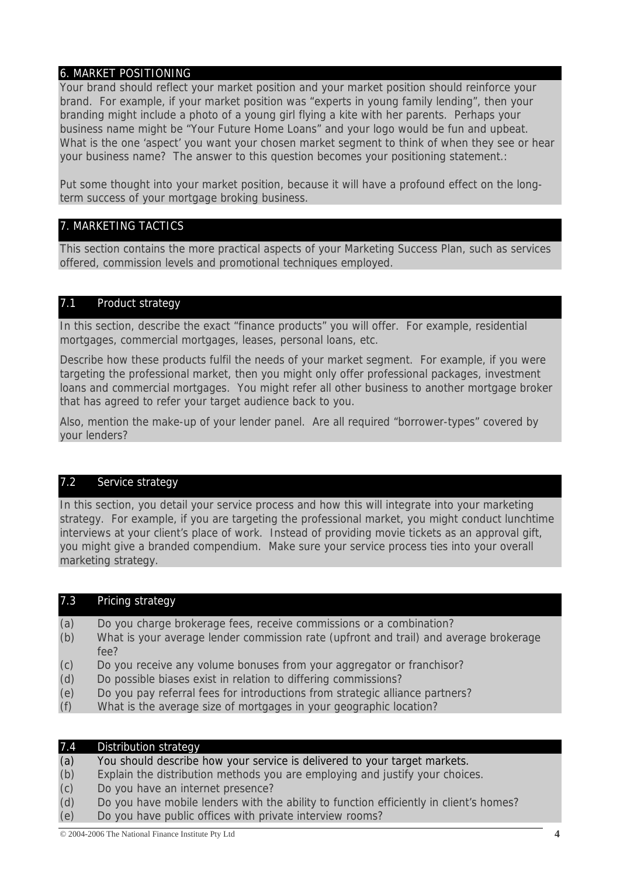## 6. MARKET POSITIONING

Your brand should reflect your market position and your market position should reinforce your brand. For example, if your market position was "experts in young family lending", then your branding might include a photo of a young girl flying a kite with her parents. Perhaps your business name might be "Your Future Home Loans" and your logo would be fun and upbeat. What is the one 'aspect' you want your chosen market segment to think of when they see or hear your business name? The answer to this question becomes your positioning statement.:

Put some thought into your market position, because it will have a profound effect on the long-term success of your mortgage broking business.

## 7. MARKETING TACTICS

This section contains the more practical aspects of your Marketing Success Plan, such as services offered, commission levels and promotional techniques employed.

### 7.1 Product strategy

In this section, describe the exact "finance products" you will offer. For example, residential mortgages, commercial mortgages, leases, personal loans, etc.

Describe how these products fulfil the needs of your market segment. For example, if you were targeting the professional market, then you might only offer professional packages, investment loans and commercial mortgages. You might refer all other business to another mortgage broker that has agreed to refer your target audience back to you.

Also, mention the make-up of your lender panel. Are all required "borrower-types" covered by your lenders?

### 7.2 Service strategy

In this section, you detail your service process and how this will integrate into your marketing strategy. For example, if you are targeting the professional market, you might conduct lunchtime interviews at your client's place of work. Instead of providing movie tickets as an approval gift, you might give a branded compendium. Make sure your service process ties into your overall marketing strategy.

### 7.3 Pricing strategy

(a) Do you charge brokerage fees, receive commissions or a combination?
(b) What is your average lender commission rate (upfront and trail) and average brokerage fee?
(c) Do you receive any volume bonuses from your aggregator or franchisor?
(d) Do possible biases exist in relation to differing commissions?
(e) Do you pay referral fees for introductions from strategic alliance partners?
(f) What is the average size of mortgages in your geographic location?

### 7.4 Distribution strategy

(a) You should describe how your service is delivered to your target markets.
(b) Explain the distribution methods you are employing and justify your choices.
(c) Do you have an internet presence?
(d) Do you have mobile lenders with the ability to function efficiently in client's homes?
(e) Do you have public offices with private interview rooms?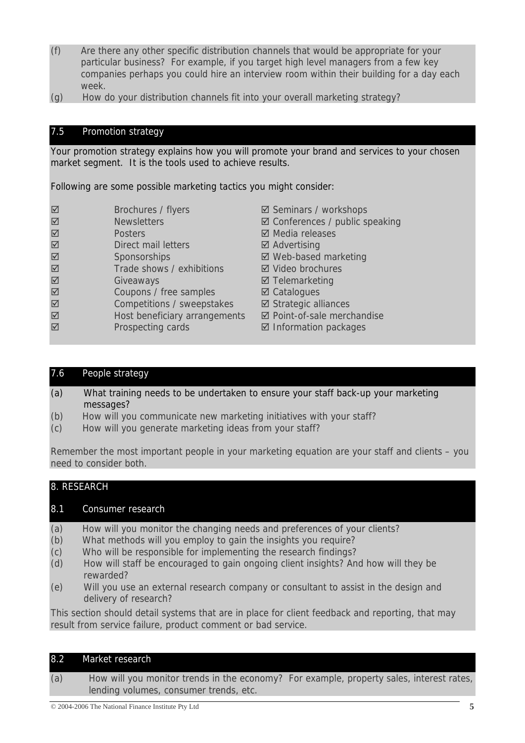(f) Are there any other specific distribution channels that would be appropriate for your particular business? For example, if you target high level managers from a few key companies perhaps you could hire an interview room within their building for a day each week.

(g) How do your distribution channels fit into your overall marketing strategy?

## 7.5 Promotion strategy

Your promotion strategy explains how you will promote your brand and services to your chosen market segment. It is the tools used to achieve results.

Following are some possible marketing tactics you might consider:

- ☑ Brochures / flyers
- ☑ Newsletters
- ☑ Posters
- ☑ Direct mail letters
- ☑ Sponsorships
- ☑ Trade shows / exhibitions
- ☑ Giveaways
- ☑ Coupons / free samples
- ☑ Competitions / sweepstakes
- ☑ Host beneficiary arrangements
- ☑ Prospecting cards
- ☑ Seminars / workshops
- ☑ Conferences / public speaking
- ☑ Media releases
- ☑ Advertising
- ☑ Web-based marketing
- ☑ Video brochures
- ☑ Telemarketing
- ☑ Catalogues
- ☑ Strategic alliances
- ☑ Point-of-sale merchandise
- ☑ Information packages

## 7.6 People strategy

(a) What training needs to be undertaken to ensure your staff back-up your marketing messages?

(b) How will you communicate new marketing initiatives with your staff?

(c) How will you generate marketing ideas from your staff?

Remember the most important people in your marketing equation are your staff and clients – you need to consider both.

# 8. RESEARCH

## 8.1 Consumer research

(a) How will you monitor the changing needs and preferences of your clients?

(b) What methods will you employ to gain the insights you require?

(c) Who will be responsible for implementing the research findings?

(d) How will staff be encouraged to gain ongoing client insights? And how will they be rewarded?

(e) Will you use an external research company or consultant to assist in the design and delivery of research?

This section should detail systems that are in place for client feedback and reporting, that may result from service failure, product comment or bad service.

## 8.2 Market research

(a) How will you monitor trends in the economy? For example, property sales, interest rates, lending volumes, consumer trends, etc.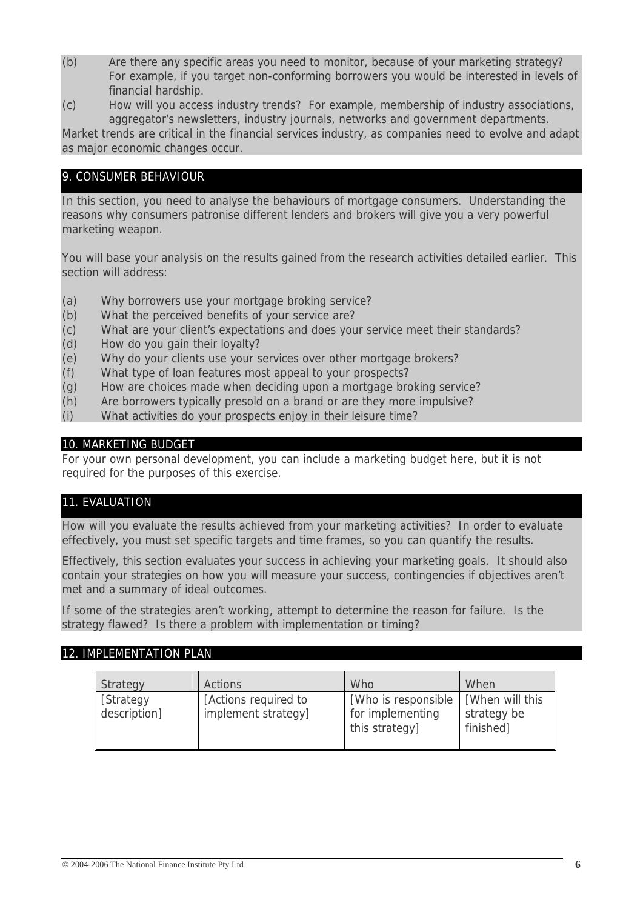(b) Are there any specific areas you need to monitor, because of your marketing strategy? For example, if you target non-conforming borrowers you would be interested in levels of financial hardship.

(c) How will you access industry trends? For example, membership of industry associations, aggregator's newsletters, industry journals, networks and government departments.

Market trends are critical in the financial services industry, as companies need to evolve and adapt as major economic changes occur.

## 9. CONSUMER BEHAVIOUR

In this section, you need to analyse the behaviours of mortgage consumers. Understanding the reasons why consumers patronise different lenders and brokers will give you a very powerful marketing weapon.

You will base your analysis on the results gained from the research activities detailed earlier. This section will address:

(a) Why borrowers use your mortgage broking service?
(b) What the perceived benefits of your service are?
(c) What are your client's expectations and does your service meet their standards?
(d) How do you gain their loyalty?
(e) Why do your clients use your services over other mortgage brokers?
(f) What type of loan features most appeal to your prospects?
(g) How are choices made when deciding upon a mortgage broking service?
(h) Are borrowers typically presold on a brand or are they more impulsive?
(i) What activities do your prospects enjoy in their leisure time?

## 10. MARKETING BUDGET

For your own personal development, you can include a marketing budget here, but it is not required for the purposes of this exercise.

## 11. EVALUATION

How will you evaluate the results achieved from your marketing activities? In order to evaluate effectively, you must set specific targets and time frames, so you can quantify the results.

Effectively, this section evaluates your success in achieving your marketing goals. It should also contain your strategies on how you will measure your success, contingencies if objectives aren't met and a summary of ideal outcomes.

If some of the strategies aren't working, attempt to determine the reason for failure. Is the strategy flawed? Is there a problem with implementation or timing?

## 12. IMPLEMENTATION PLAN

| Strategy | Actions | Who | When |
|---|---|---|---|
| [Strategy description] | [Actions required to implement strategy] | [Who is responsible for implementing this strategy] | [When will this strategy be finished] |